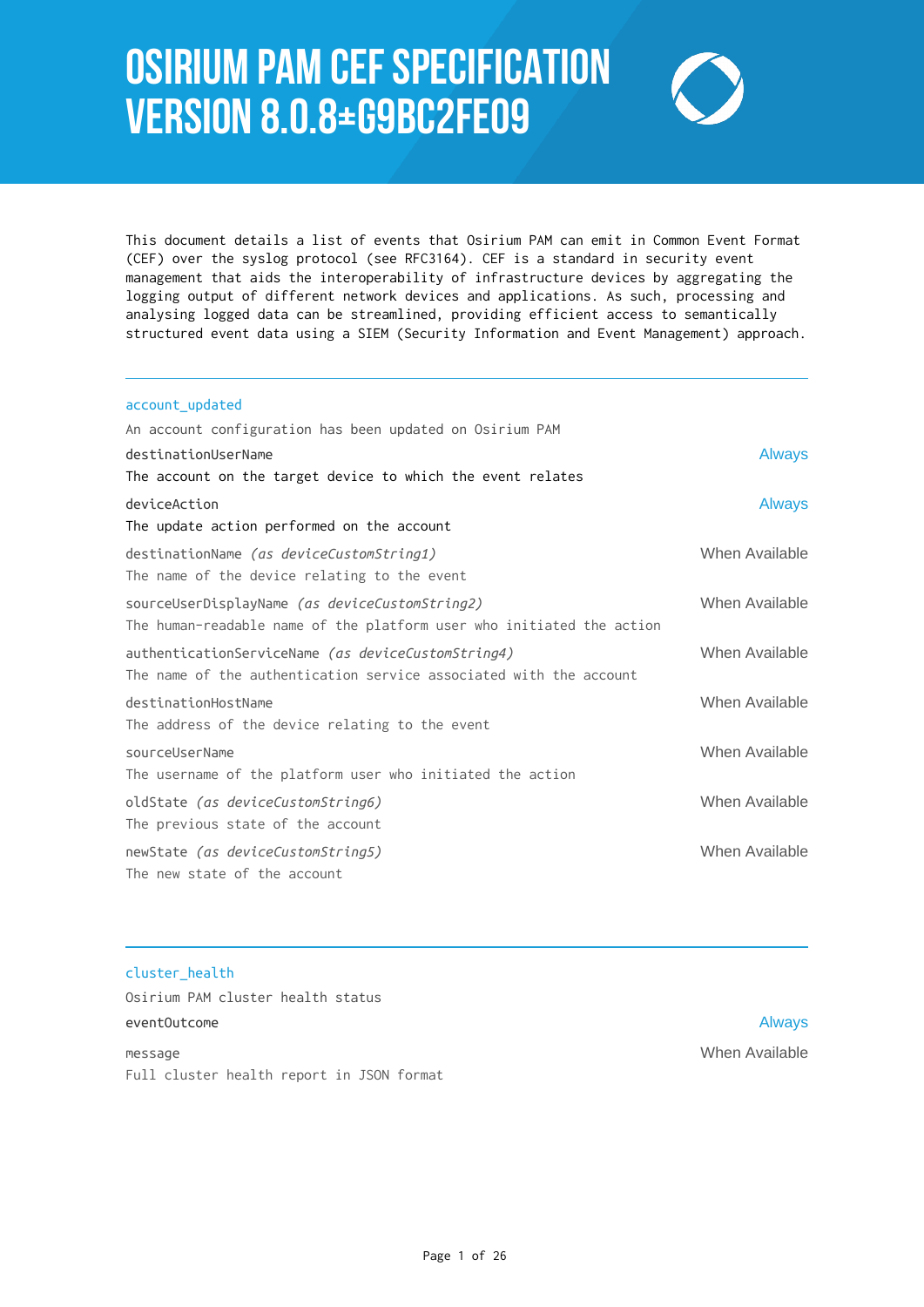# OSIRIUM PAM CEF SPECIFICATION VERSION 8.0.8±G9BC2FE09

This document details a list of events that Osirium PAM can emit in Common Event Format (CEF) over the syslog protocol (see RFC3164). CEF is a standard in security event management that aids the interoperability of infrastructure devices by aggregating the logging output of different network devices and applications. As such, processing and analysing logged data can be streamlined, providing efficient access to semantically structured event data using a SIEM (Security Information and Event Management) approach.

---

## account_updated

An account configuration has been updated on Osirium PAM

**destinationUserName** — Always
The account on the target device to which the event relates

**deviceAction** — Always
The update action performed on the account

destinationName *(as deviceCustomString1)* — When Available
The name of the device relating to the event

sourceUserDisplayName *(as deviceCustomString2)* — When Available
The human-readable name of the platform user who initiated the action

authenticationServiceName *(as deviceCustomString4)* — When Available
The name of the authentication service associated with the account

destinationHostName — When Available
The address of the device relating to the event

sourceUserName — When Available
The username of the platform user who initiated the action

oldState *(as deviceCustomString6)* — When Available
The previous state of the account

newState *(as deviceCustomString5)* — When Available
The new state of the account

---

## cluster_health

Osirium PAM cluster health status

**eventOutcome** — Always

message — When Available
Full cluster health report in JSON format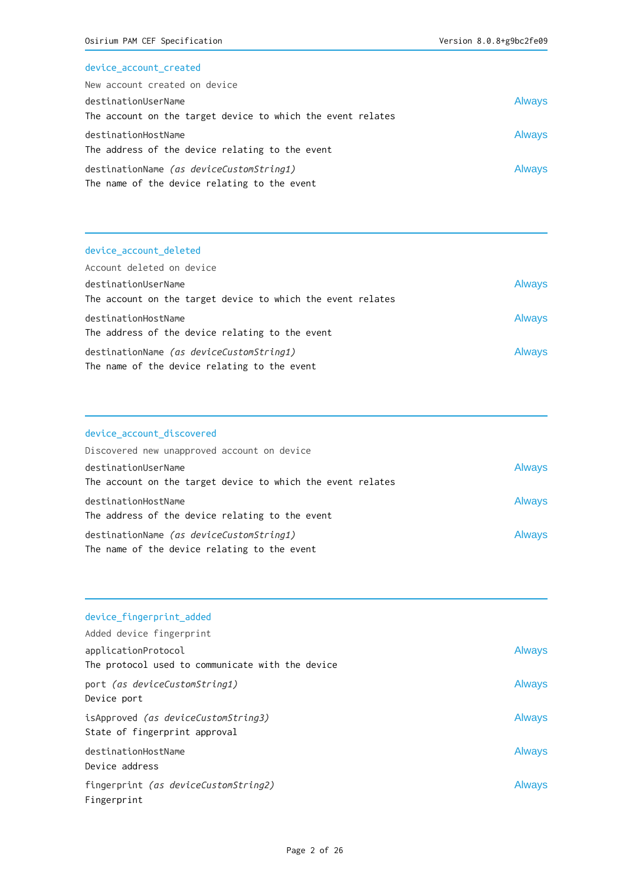## device_account_created

New account created on device

destinationUserName — Always
The account on the target device to which the event relates

destinationHostName — Always
The address of the device relating to the event

destinationName *(as deviceCustomString1)* — Always
The name of the device relating to the event

---

## device_account_deleted

Account deleted on device

destinationUserName — Always
The account on the target device to which the event relates

destinationHostName — Always
The address of the device relating to the event

destinationName *(as deviceCustomString1)* — Always
The name of the device relating to the event

---

## device_account_discovered

Discovered new unapproved account on device

destinationUserName — Always
The account on the target device to which the event relates

destinationHostName — Always
The address of the device relating to the event

destinationName *(as deviceCustomString1)* — Always
The name of the device relating to the event

---

## device_fingerprint_added

Added device fingerprint

applicationProtocol — Always
The protocol used to communicate with the device

port *(as deviceCustomString1)* — Always
Device port

isApproved *(as deviceCustomString3)* — Always
State of fingerprint approval

destinationHostName — Always
Device address

fingerprint *(as deviceCustomString2)* — Always
Fingerprint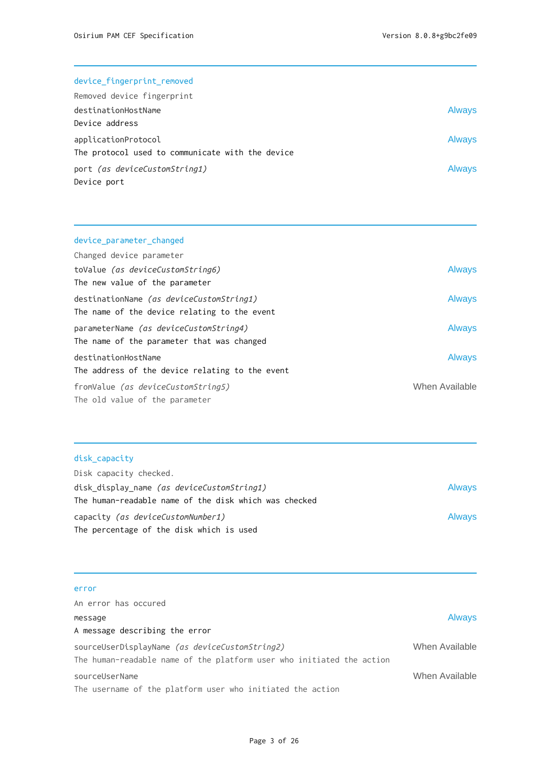---

### device_fingerprint_removed

Removed device fingerprint

destinationHostName — Always
Device address

applicationProtocol — Always
The protocol used to communicate with the device

port *(as deviceCustomString1)* — Always
Device port

---

### device_parameter_changed

Changed device parameter

toValue *(as deviceCustomString6)* — Always
The new value of the parameter

destinationName *(as deviceCustomString1)* — Always
The name of the device relating to the event

parameterName *(as deviceCustomString4)* — Always
The name of the parameter that was changed

destinationHostName — Always
The address of the device relating to the event

fromValue *(as deviceCustomString5)* — When Available
The old value of the parameter

---

### disk_capacity

Disk capacity checked.

disk_display_name *(as deviceCustomString1)* — Always
The human-readable name of the disk which was checked

capacity *(as deviceCustomNumber1)* — Always
The percentage of the disk which is used

---

### error

An error has occured

message — Always
A message describing the error

sourceUserDisplayName *(as deviceCustomString2)* — When Available
The human-readable name of the platform user who initiated the action

sourceUserName — When Available
The username of the platform user who initiated the action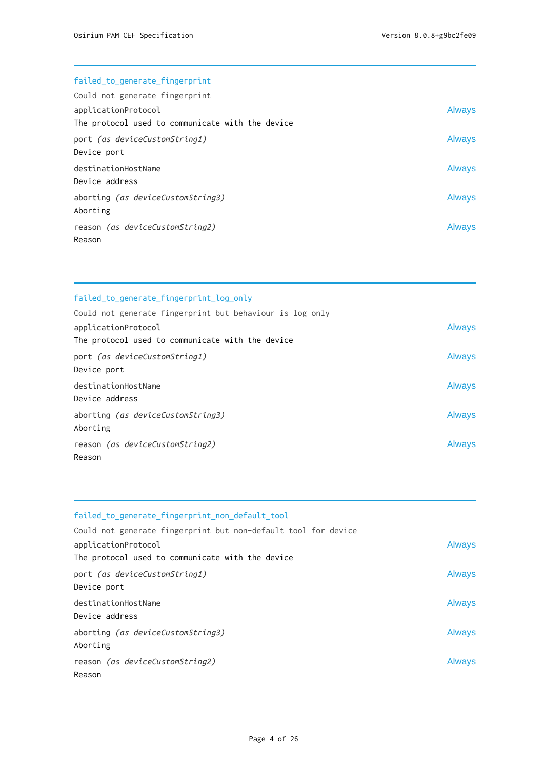## failed_to_generate_fingerprint

Could not generate fingerprint

applicationProtocol — Always
The protocol used to communicate with the device

port *(as deviceCustomString1)* — Always
Device port

destinationHostName — Always
Device address

aborting *(as deviceCustomString3)* — Always
Aborting

reason *(as deviceCustomString2)* — Always
Reason

## failed_to_generate_fingerprint_log_only

Could not generate fingerprint but behaviour is log only

applicationProtocol — Always
The protocol used to communicate with the device

port *(as deviceCustomString1)* — Always
Device port

destinationHostName — Always
Device address

aborting *(as deviceCustomString3)* — Always
Aborting

reason *(as deviceCustomString2)* — Always
Reason

## failed_to_generate_fingerprint_non_default_tool

Could not generate fingerprint but non-default tool for device

applicationProtocol — Always
The protocol used to communicate with the device

port *(as deviceCustomString1)* — Always
Device port

destinationHostName — Always
Device address

aborting *(as deviceCustomString3)* — Always
Aborting

reason *(as deviceCustomString2)* — Always
Reason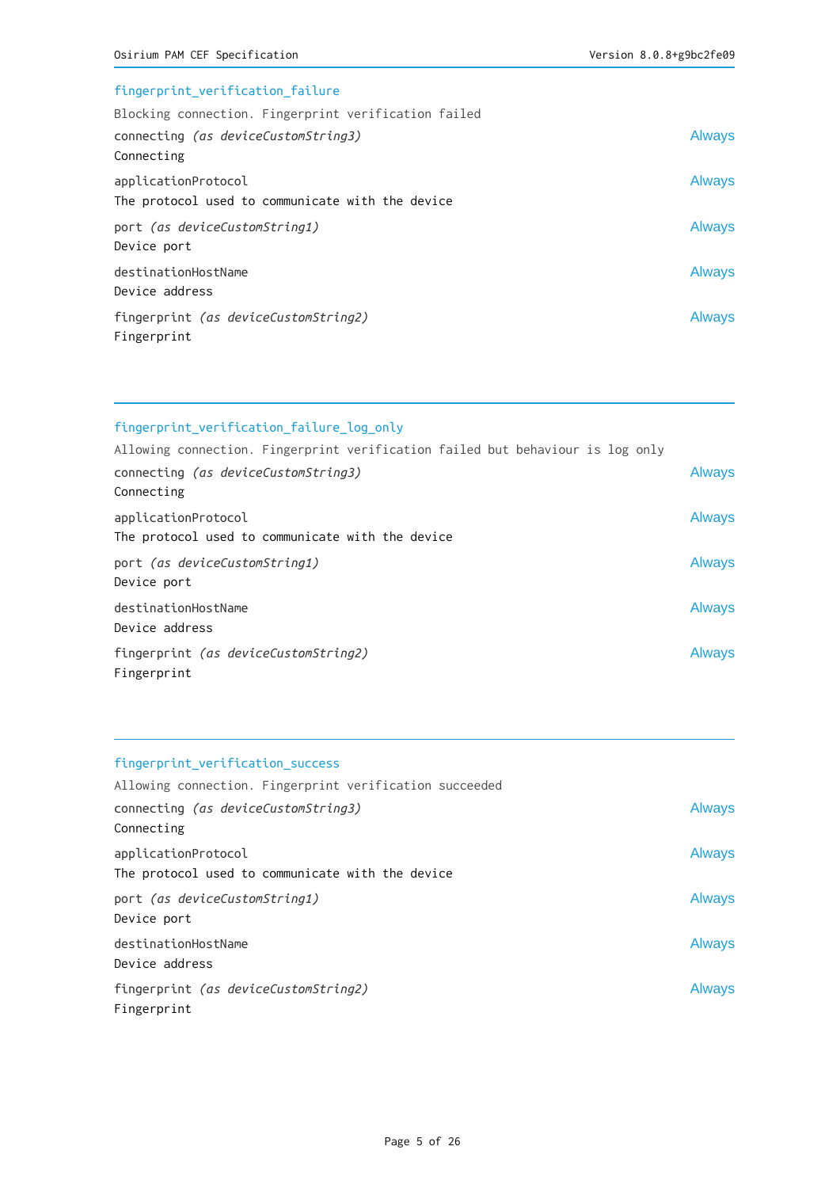### fingerprint_verification_failure

Blocking connection. Fingerprint verification failed

connecting *(as deviceCustomString3)* — Always
Connecting

applicationProtocol — Always
The protocol used to communicate with the device

port *(as deviceCustomString1)* — Always
Device port

destinationHostName — Always
Device address

fingerprint *(as deviceCustomString2)* — Always
Fingerprint

---

### fingerprint_verification_failure_log_only

Allowing connection. Fingerprint verification failed but behaviour is log only

connecting *(as deviceCustomString3)* — Always
Connecting

applicationProtocol — Always
The protocol used to communicate with the device

port *(as deviceCustomString1)* — Always
Device port

destinationHostName — Always
Device address

fingerprint *(as deviceCustomString2)* — Always
Fingerprint

---

### fingerprint_verification_success

Allowing connection. Fingerprint verification succeeded

connecting *(as deviceCustomString3)* — Always
Connecting

applicationProtocol — Always
The protocol used to communicate with the device

port *(as deviceCustomString1)* — Always
Device port

destinationHostName — Always
Device address

fingerprint *(as deviceCustomString2)* — Always
Fingerprint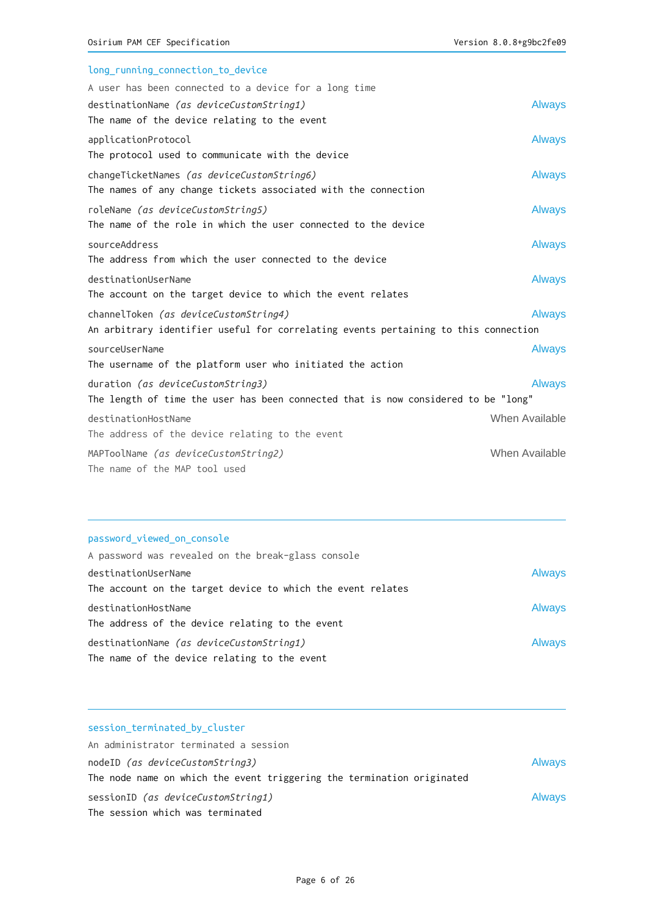### long_running_connection_to_device

A user has been connected to a device for a long time

destinationName *(as deviceCustomString1)* — Always
The name of the device relating to the event

applicationProtocol — Always
The protocol used to communicate with the device

changeTicketNames *(as deviceCustomString6)* — Always
The names of any change tickets associated with the connection

roleName *(as deviceCustomString5)* — Always
The name of the role in which the user connected to the device

sourceAddress — Always
The address from which the user connected to the device

destinationUserName — Always
The account on the target device to which the event relates

channelToken *(as deviceCustomString4)* — Always
An arbitrary identifier useful for correlating events pertaining to this connection

sourceUserName — Always
The username of the platform user who initiated the action

duration *(as deviceCustomString3)* — Always
The length of time the user has been connected that is now considered to be "long"

destinationHostName — When Available
The address of the device relating to the event

MAPToolName *(as deviceCustomString2)* — When Available
The name of the MAP tool used

---

### password_viewed_on_console

A password was revealed on the break-glass console

destinationUserName — Always
The account on the target device to which the event relates

destinationHostName — Always
The address of the device relating to the event

destinationName *(as deviceCustomString1)* — Always
The name of the device relating to the event

---

### session_terminated_by_cluster

An administrator terminated a session

nodeID *(as deviceCustomString3)* — Always
The node name on which the event triggering the termination originated

sessionID *(as deviceCustomString1)* — Always
The session which was terminated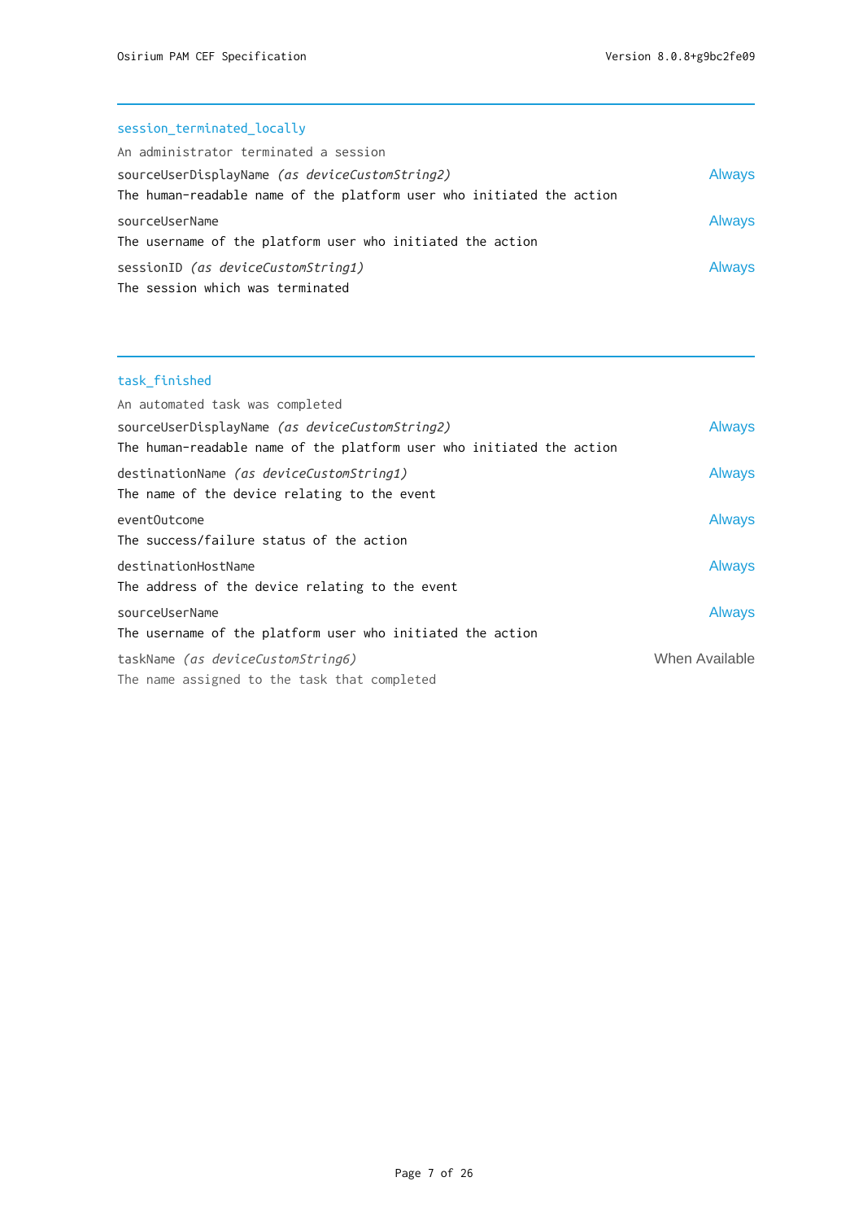## session_terminated_locally

An administrator terminated a session

sourceUserDisplayName *(as deviceCustomString2)* — Always
The human-readable name of the platform user who initiated the action

sourceUserName — Always
The username of the platform user who initiated the action

sessionID *(as deviceCustomString1)* — Always
The session which was terminated

## task_finished

An automated task was completed

sourceUserDisplayName *(as deviceCustomString2)* — Always
The human-readable name of the platform user who initiated the action

destinationName *(as deviceCustomString1)* — Always
The name of the device relating to the event

eventOutcome — Always
The success/failure status of the action

destinationHostName — Always
The address of the device relating to the event

sourceUserName — Always
The username of the platform user who initiated the action

taskName *(as deviceCustomString6)* — When Available
The name assigned to the task that completed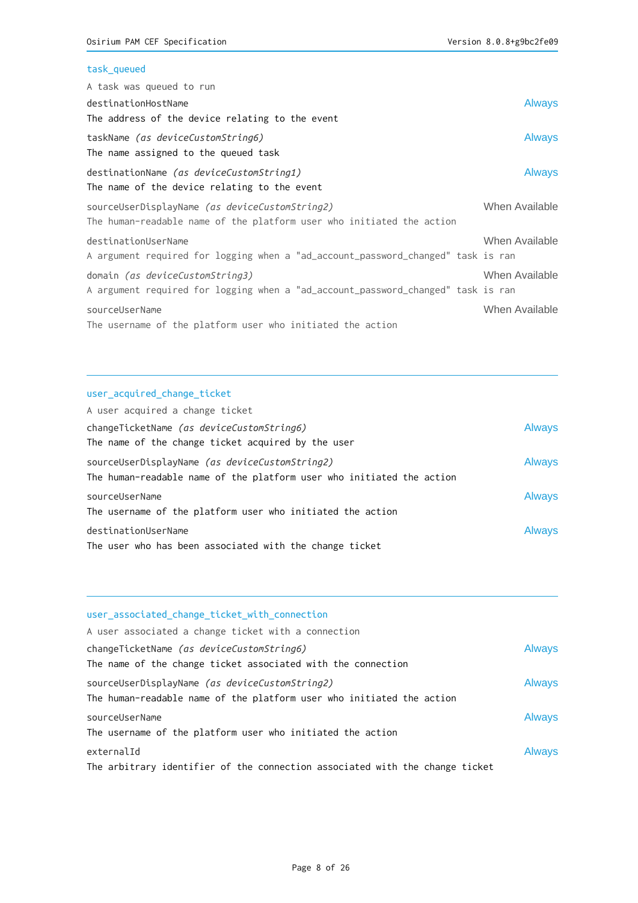## task_queued

A task was queued to run

destinationHostName — Always

The address of the device relating to the event

taskName *(as deviceCustomString6)* — Always

The name assigned to the queued task

destinationName *(as deviceCustomString1)* — Always

The name of the device relating to the event

sourceUserDisplayName *(as deviceCustomString2)* — When Available

The human-readable name of the platform user who initiated the action

destinationUserName — When Available

A argument required for logging when a "ad_account_password_changed" task is ran

domain *(as deviceCustomString3)* — When Available

A argument required for logging when a "ad_account_password_changed" task is ran

sourceUserName — When Available

The username of the platform user who initiated the action

---

## user_acquired_change_ticket

A user acquired a change ticket

changeTicketName *(as deviceCustomString6)* — Always

The name of the change ticket acquired by the user

sourceUserDisplayName *(as deviceCustomString2)* — Always

The human-readable name of the platform user who initiated the action

sourceUserName — Always

The username of the platform user who initiated the action

destinationUserName — Always

The user who has been associated with the change ticket

---

## user_associated_change_ticket_with_connection

A user associated a change ticket with a connection

changeTicketName *(as deviceCustomString6)* — Always

The name of the change ticket associated with the connection

sourceUserDisplayName *(as deviceCustomString2)* — Always

The human-readable name of the platform user who initiated the action

sourceUserName — Always

The username of the platform user who initiated the action

externalId — Always

The arbitrary identifier of the connection associated with the change ticket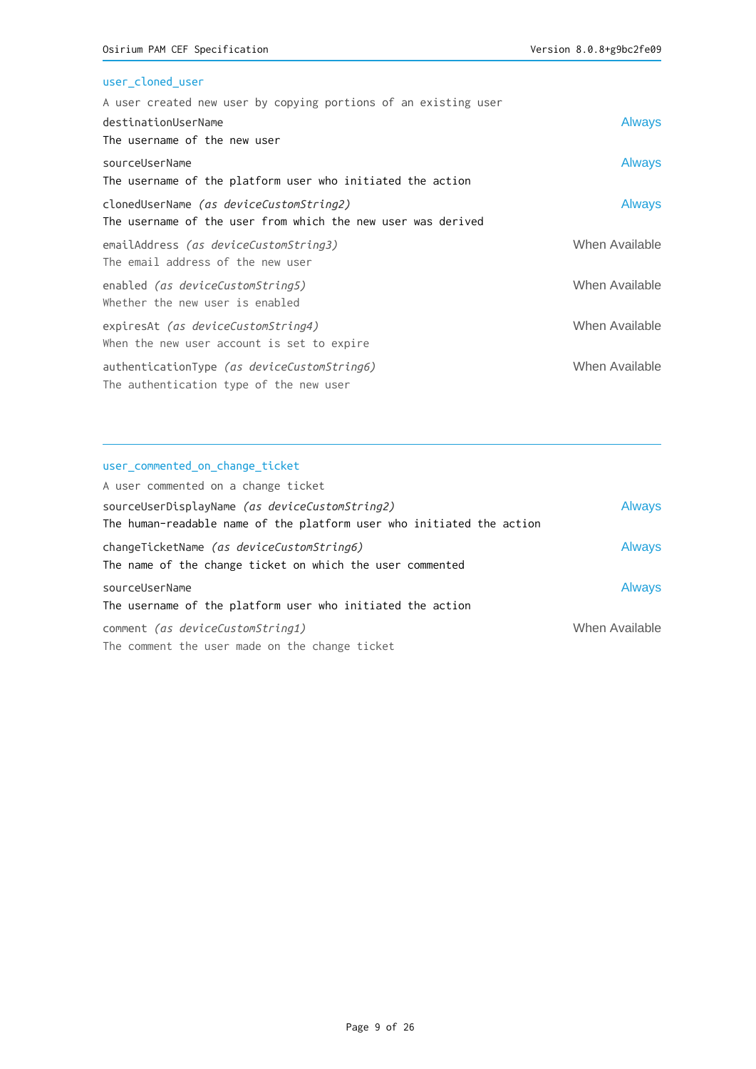## user_cloned_user

A user created new user by copying portions of an existing user

destinationUserName — Always
The username of the new user

sourceUserName — Always
The username of the platform user who initiated the action

clonedUserName *(as deviceCustomString2)* — Always
The username of the user from which the new user was derived

emailAddress *(as deviceCustomString3)* — When Available
The email address of the new user

enabled *(as deviceCustomString5)* — When Available
Whether the new user is enabled

expiresAt *(as deviceCustomString4)* — When Available
When the new user account is set to expire

authenticationType *(as deviceCustomString6)* — When Available
The authentication type of the new user

---

## user_commented_on_change_ticket

A user commented on a change ticket

sourceUserDisplayName *(as deviceCustomString2)* — Always
The human-readable name of the platform user who initiated the action

changeTicketName *(as deviceCustomString6)* — Always
The name of the change ticket on which the user commented

sourceUserName — Always
The username of the platform user who initiated the action

comment *(as deviceCustomString1)* — When Available
The comment the user made on the change ticket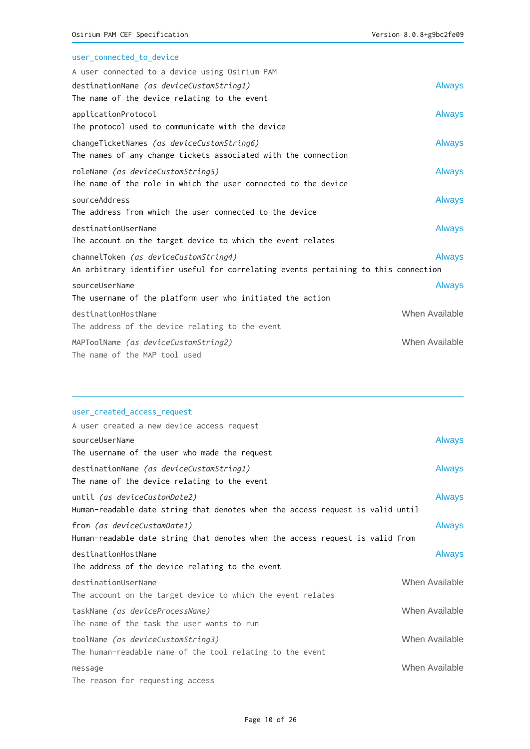## user_connected_to_device

A user connected to a device using Osirium PAM

destinationName *(as deviceCustomString1)* — Always
The name of the device relating to the event

applicationProtocol — Always
The protocol used to communicate with the device

changeTicketNames *(as deviceCustomString6)* — Always
The names of any change tickets associated with the connection

roleName *(as deviceCustomString5)* — Always
The name of the role in which the user connected to the device

sourceAddress — Always
The address from which the user connected to the device

destinationUserName — Always
The account on the target device to which the event relates

channelToken *(as deviceCustomString4)* — Always
An arbitrary identifier useful for correlating events pertaining to this connection

sourceUserName — Always
The username of the platform user who initiated the action

destinationHostName — When Available
The address of the device relating to the event

MAPToolName *(as deviceCustomString2)* — When Available
The name of the MAP tool used

---

## user_created_access_request

A user created a new device access request

sourceUserName — Always
The username of the user who made the request

destinationName *(as deviceCustomString1)* — Always
The name of the device relating to the event

until *(as deviceCustomDate2)* — Always
Human-readable date string that denotes when the access request is valid until

from *(as deviceCustomDate1)* — Always
Human-readable date string that denotes when the access request is valid from

destinationHostName — Always
The address of the device relating to the event

destinationUserName — When Available
The account on the target device to which the event relates

taskName *(as deviceProcessName)* — When Available
The name of the task the user wants to run

toolName *(as deviceCustomString3)* — When Available
The human-readable name of the tool relating to the event

message — When Available
The reason for requesting access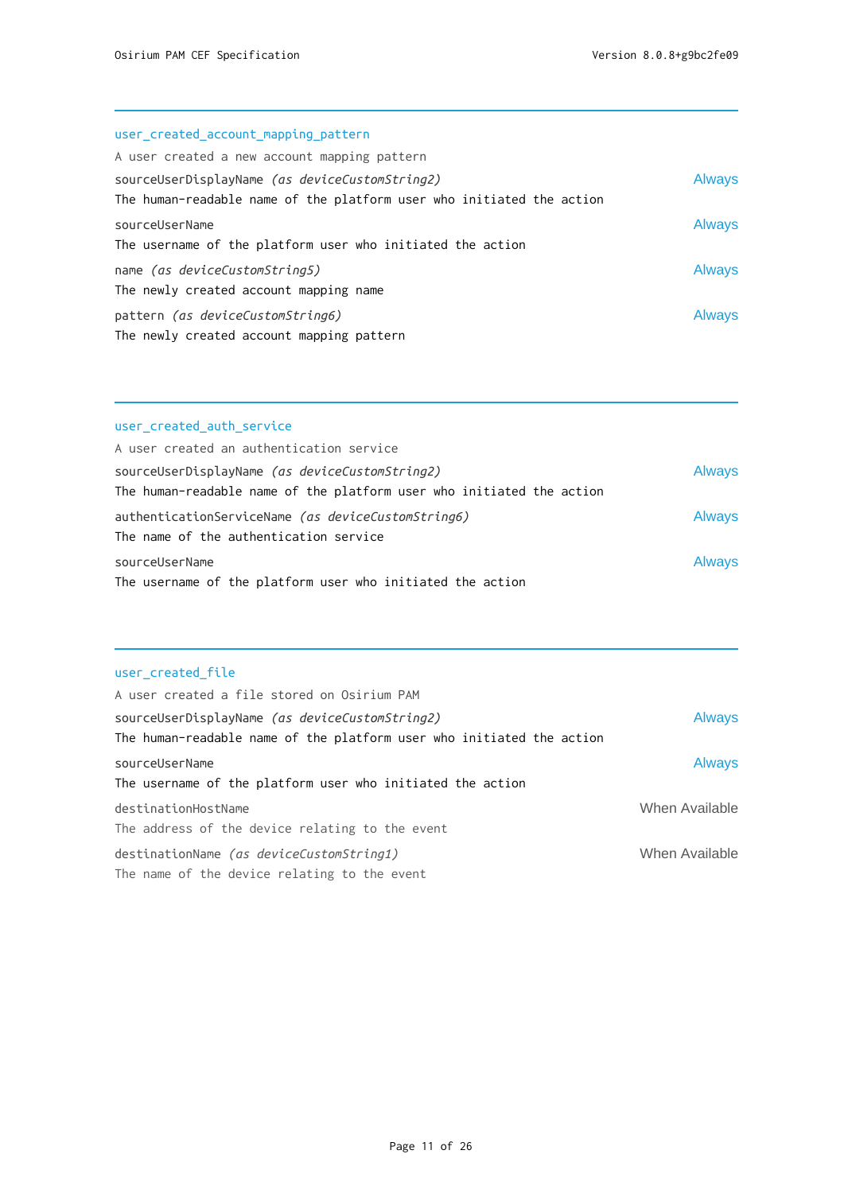---

### user_created_account_mapping_pattern

A user created a new account mapping pattern

sourceUserDisplayName *(as deviceCustomString2)* — Always
The human-readable name of the platform user who initiated the action

sourceUserName — Always
The username of the platform user who initiated the action

name *(as deviceCustomString5)* — Always
The newly created account mapping name

pattern *(as deviceCustomString6)* — Always
The newly created account mapping pattern

---

### user_created_auth_service

A user created an authentication service

sourceUserDisplayName *(as deviceCustomString2)* — Always
The human-readable name of the platform user who initiated the action

authenticationServiceName *(as deviceCustomString6)* — Always
The name of the authentication service

sourceUserName — Always
The username of the platform user who initiated the action

---

### user_created_file

A user created a file stored on Osirium PAM

sourceUserDisplayName *(as deviceCustomString2)* — Always
The human-readable name of the platform user who initiated the action

sourceUserName — Always
The username of the platform user who initiated the action

destinationHostName — When Available
The address of the device relating to the event

destinationName *(as deviceCustomString1)* — When Available
The name of the device relating to the event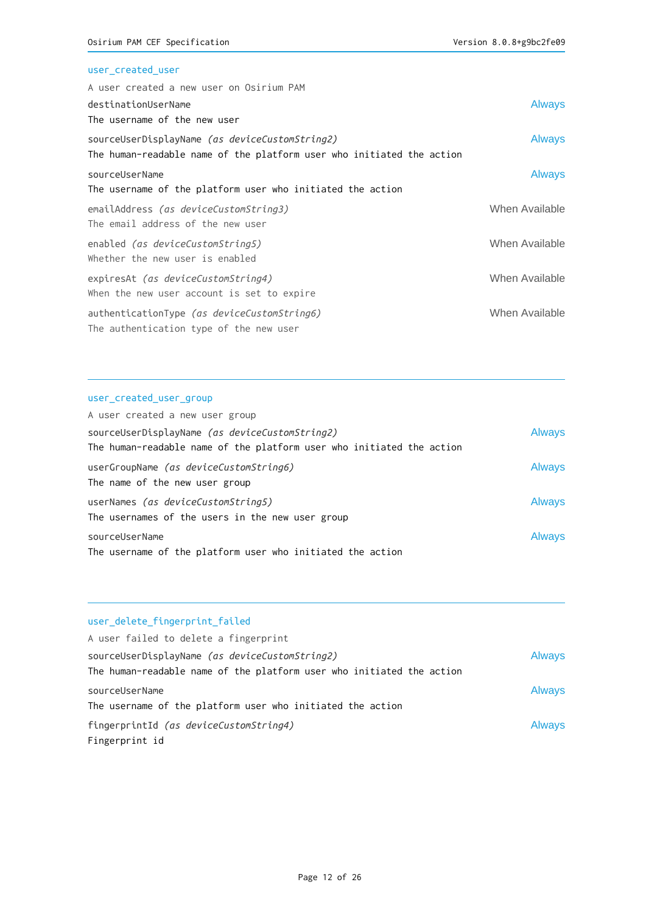### user_created_user

A user created a new user on Osirium PAM

destinationUserName — Always
The username of the new user

sourceUserDisplayName *(as deviceCustomString2)* — Always
The human-readable name of the platform user who initiated the action

sourceUserName — Always
The username of the platform user who initiated the action

emailAddress *(as deviceCustomString3)* — When Available
The email address of the new user

enabled *(as deviceCustomString5)* — When Available
Whether the new user is enabled

expiresAt *(as deviceCustomString4)* — When Available
When the new user account is set to expire

authenticationType *(as deviceCustomString6)* — When Available
The authentication type of the new user

---

### user_created_user_group

A user created a new user group

sourceUserDisplayName *(as deviceCustomString2)* — Always
The human-readable name of the platform user who initiated the action

userGroupName *(as deviceCustomString6)* — Always
The name of the new user group

userNames *(as deviceCustomString5)* — Always
The usernames of the users in the new user group

sourceUserName — Always
The username of the platform user who initiated the action

---

### user_delete_fingerprint_failed

A user failed to delete a fingerprint

sourceUserDisplayName *(as deviceCustomString2)* — Always
The human-readable name of the platform user who initiated the action

sourceUserName — Always
The username of the platform user who initiated the action

fingerprintId *(as deviceCustomString4)* — Always
Fingerprint id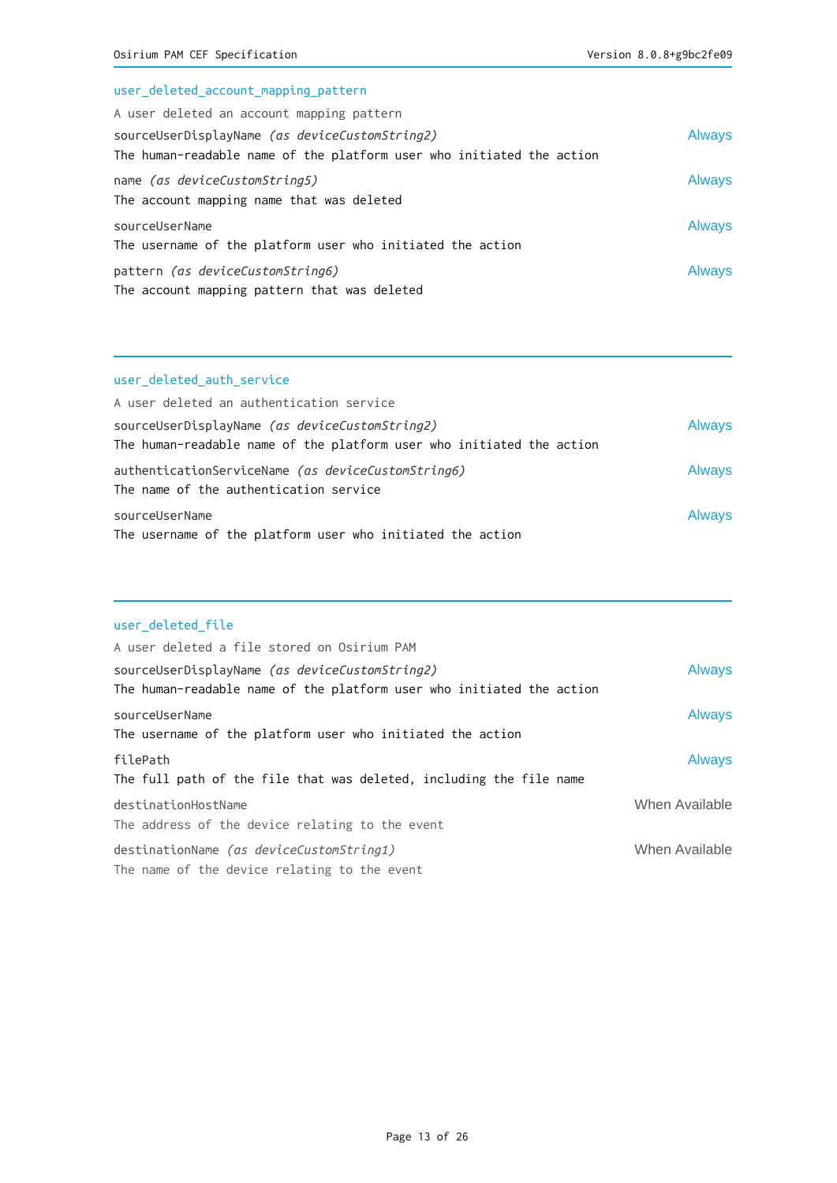## user_deleted_account_mapping_pattern

A user deleted an account mapping pattern

sourceUserDisplayName *(as deviceCustomString2)* — Always
The human-readable name of the platform user who initiated the action

name *(as deviceCustomString5)* — Always
The account mapping name that was deleted

sourceUserName — Always
The username of the platform user who initiated the action

pattern *(as deviceCustomString6)* — Always
The account mapping pattern that was deleted

---

## user_deleted_auth_service

A user deleted an authentication service

sourceUserDisplayName *(as deviceCustomString2)* — Always
The human-readable name of the platform user who initiated the action

authenticationServiceName *(as deviceCustomString6)* — Always
The name of the authentication service

sourceUserName — Always
The username of the platform user who initiated the action

---

## user_deleted_file

A user deleted a file stored on Osirium PAM

sourceUserDisplayName *(as deviceCustomString2)* — Always
The human-readable name of the platform user who initiated the action

sourceUserName — Always
The username of the platform user who initiated the action

filePath — Always
The full path of the file that was deleted, including the file name

destinationHostName — When Available
The address of the device relating to the event

destinationName *(as deviceCustomString1)* — When Available
The name of the device relating to the event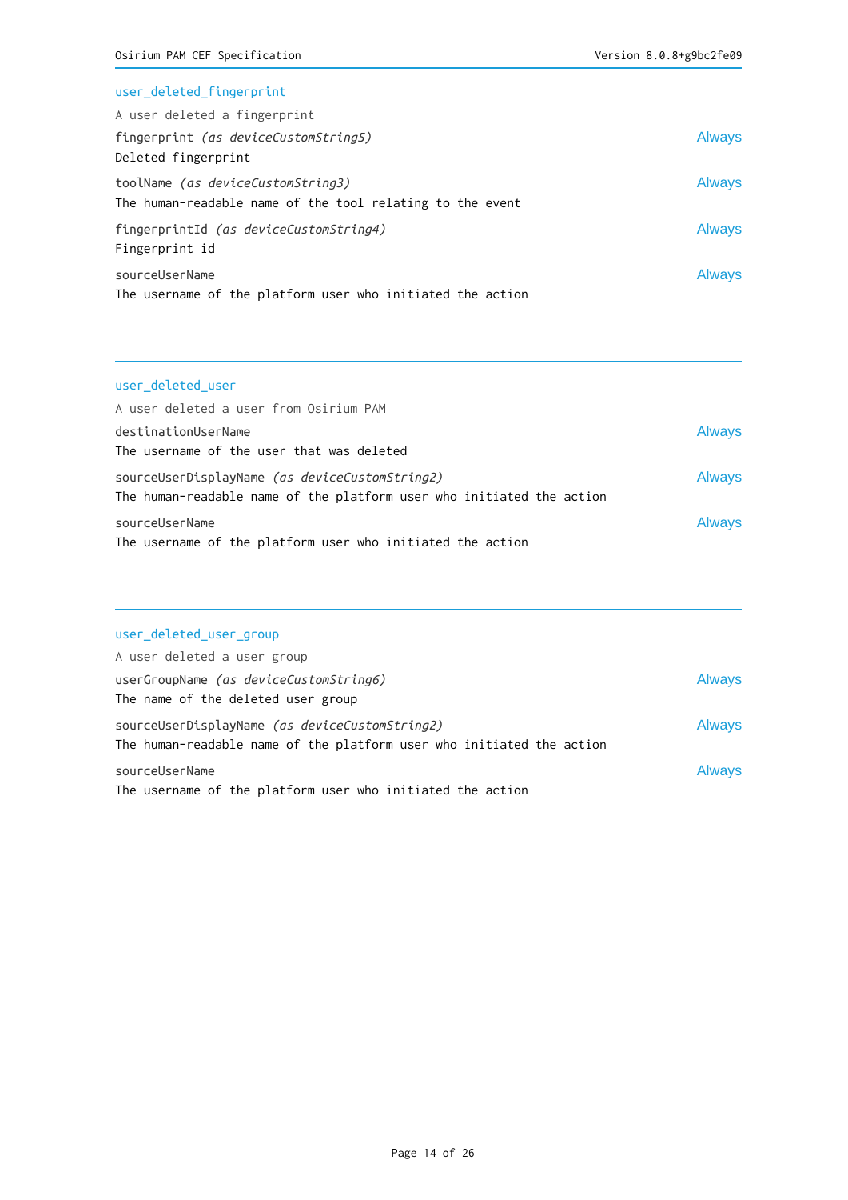### user_deleted_fingerprint

A user deleted a fingerprint

| Field | Presence |
| --- | --- |
| fingerprint *(as deviceCustomString5)*<br>Deleted fingerprint | Always |
| toolName *(as deviceCustomString3)*<br>The human-readable name of the tool relating to the event | Always |
| fingerprintId *(as deviceCustomString4)*<br>Fingerprint id | Always |
| sourceUserName<br>The username of the platform user who initiated the action | Always |

---

### user_deleted_user

A user deleted a user from Osirium PAM

| Field | Presence |
| --- | --- |
| destinationUserName<br>The username of the user that was deleted | Always |
| sourceUserDisplayName *(as deviceCustomString2)*<br>The human-readable name of the platform user who initiated the action | Always |
| sourceUserName<br>The username of the platform user who initiated the action | Always |

---

### user_deleted_user_group

A user deleted a user group

| Field | Presence |
| --- | --- |
| userGroupName *(as deviceCustomString6)*<br>The name of the deleted user group | Always |
| sourceUserDisplayName *(as deviceCustomString2)*<br>The human-readable name of the platform user who initiated the action | Always |
| sourceUserName<br>The username of the platform user who initiated the action | Always |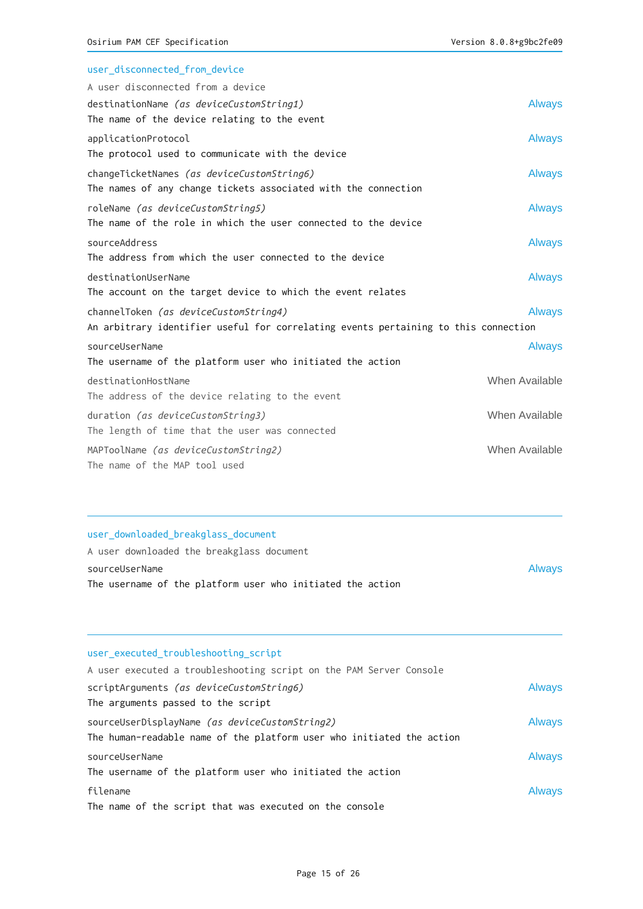### user_disconnected_from_device

A user disconnected from a device

destinationName *(as deviceCustomString1)* — Always
The name of the device relating to the event

applicationProtocol — Always
The protocol used to communicate with the device

changeTicketNames *(as deviceCustomString6)* — Always
The names of any change tickets associated with the connection

roleName *(as deviceCustomString5)* — Always
The name of the role in which the user connected to the device

sourceAddress — Always
The address from which the user connected to the device

destinationUserName — Always
The account on the target device to which the event relates

channelToken *(as deviceCustomString4)* — Always
An arbitrary identifier useful for correlating events pertaining to this connection

sourceUserName — Always
The username of the platform user who initiated the action

destinationHostName — When Available
The address of the device relating to the event

duration *(as deviceCustomString3)* — When Available
The length of time that the user was connected

MAPToolName *(as deviceCustomString2)* — When Available
The name of the MAP tool used

---

### user_downloaded_breakglass_document

A user downloaded the breakglass document

sourceUserName — Always
The username of the platform user who initiated the action

---

### user_executed_troubleshooting_script

A user executed a troubleshooting script on the PAM Server Console

scriptArguments *(as deviceCustomString6)* — Always
The arguments passed to the script

sourceUserDisplayName *(as deviceCustomString2)* — Always
The human-readable name of the platform user who initiated the action

sourceUserName — Always
The username of the platform user who initiated the action

filename — Always
The name of the script that was executed on the console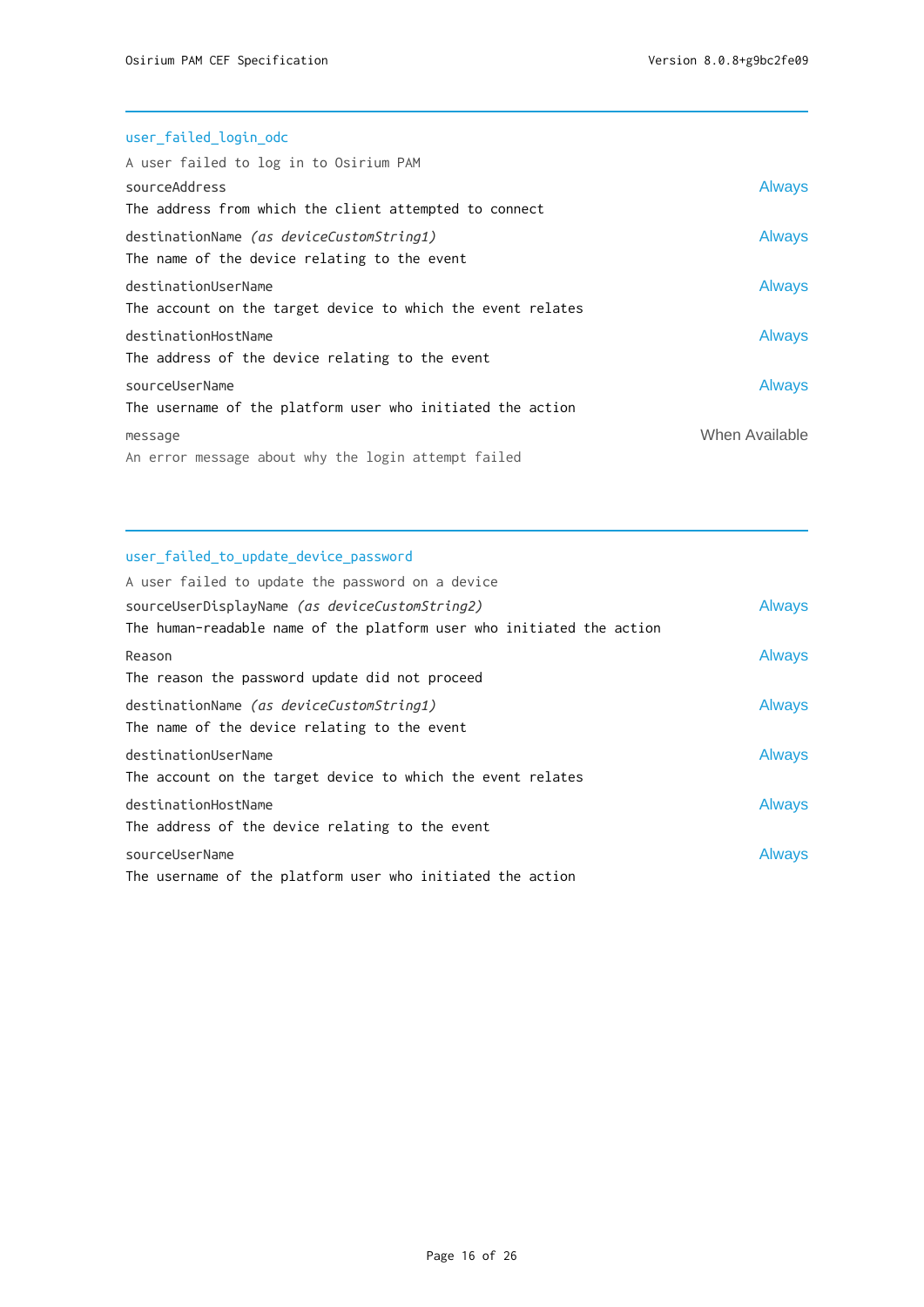## user_failed_login_odc

A user failed to log in to Osirium PAM

sourceAddress — Always
The address from which the client attempted to connect

destinationName *(as deviceCustomString1)* — Always
The name of the device relating to the event

destinationUserName — Always
The account on the target device to which the event relates

destinationHostName — Always
The address of the device relating to the event

sourceUserName — Always
The username of the platform user who initiated the action

message — When Available
An error message about why the login attempt failed

## user_failed_to_update_device_password

A user failed to update the password on a device

sourceUserDisplayName *(as deviceCustomString2)* — Always
The human-readable name of the platform user who initiated the action

Reason — Always
The reason the password update did not proceed

destinationName *(as deviceCustomString1)* — Always
The name of the device relating to the event

destinationUserName — Always
The account on the target device to which the event relates

destinationHostName — Always
The address of the device relating to the event

sourceUserName — Always
The username of the platform user who initiated the action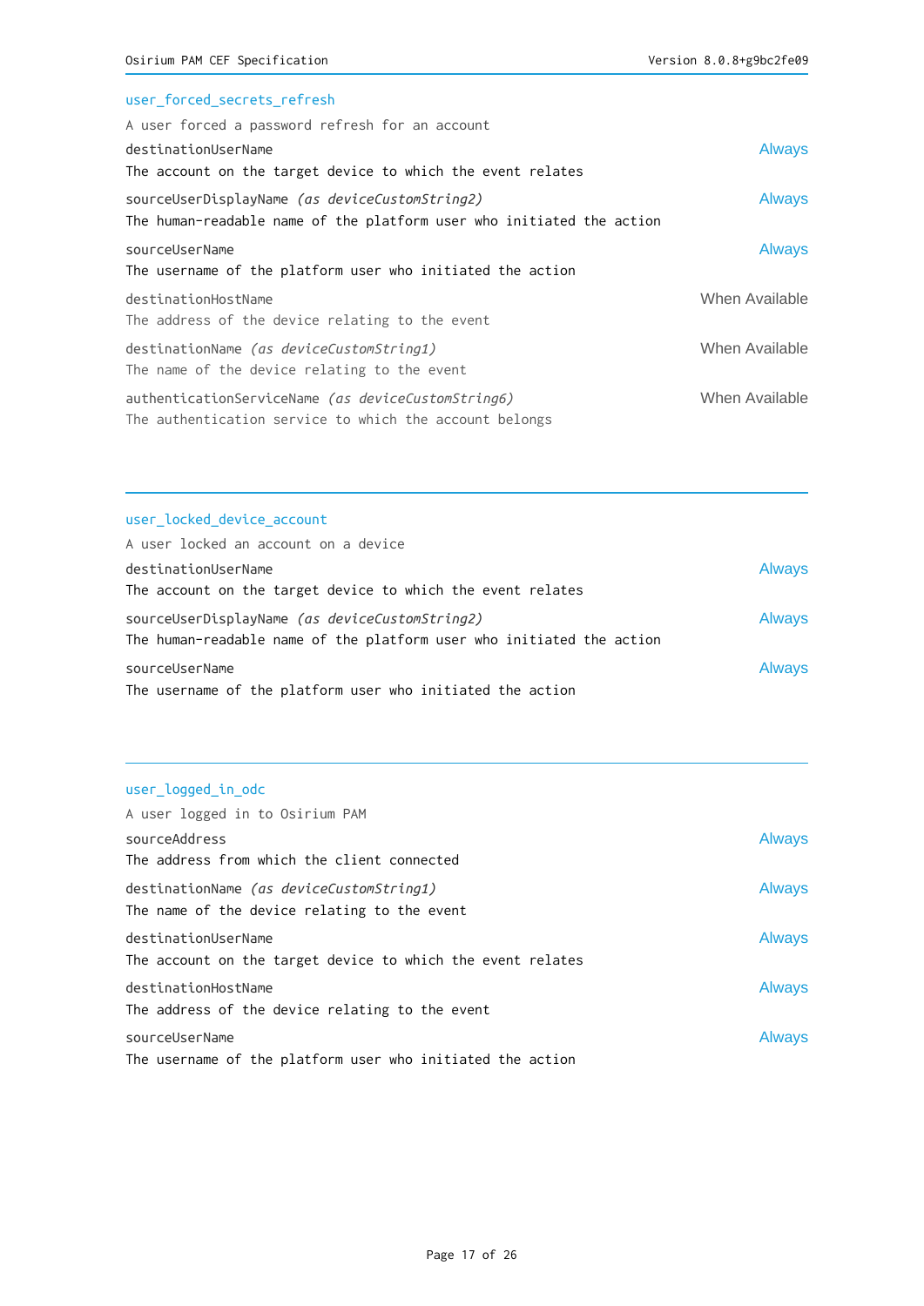### user_forced_secrets_refresh

A user forced a password refresh for an account

destinationUserName — Always
The account on the target device to which the event relates

sourceUserDisplayName *(as deviceCustomString2)* — Always
The human-readable name of the platform user who initiated the action

sourceUserName — Always
The username of the platform user who initiated the action

destinationHostName — When Available
The address of the device relating to the event

destinationName *(as deviceCustomString1)* — When Available
The name of the device relating to the event

authenticationServiceName *(as deviceCustomString6)* — When Available
The authentication service to which the account belongs

---

### user_locked_device_account

A user locked an account on a device

destinationUserName — Always
The account on the target device to which the event relates

sourceUserDisplayName *(as deviceCustomString2)* — Always
The human-readable name of the platform user who initiated the action

sourceUserName — Always
The username of the platform user who initiated the action

---

### user_logged_in_odc

A user logged in to Osirium PAM

sourceAddress — Always
The address from which the client connected

destinationName *(as deviceCustomString1)* — Always
The name of the device relating to the event

destinationUserName — Always
The account on the target device to which the event relates

destinationHostName — Always
The address of the device relating to the event

sourceUserName — Always
The username of the platform user who initiated the action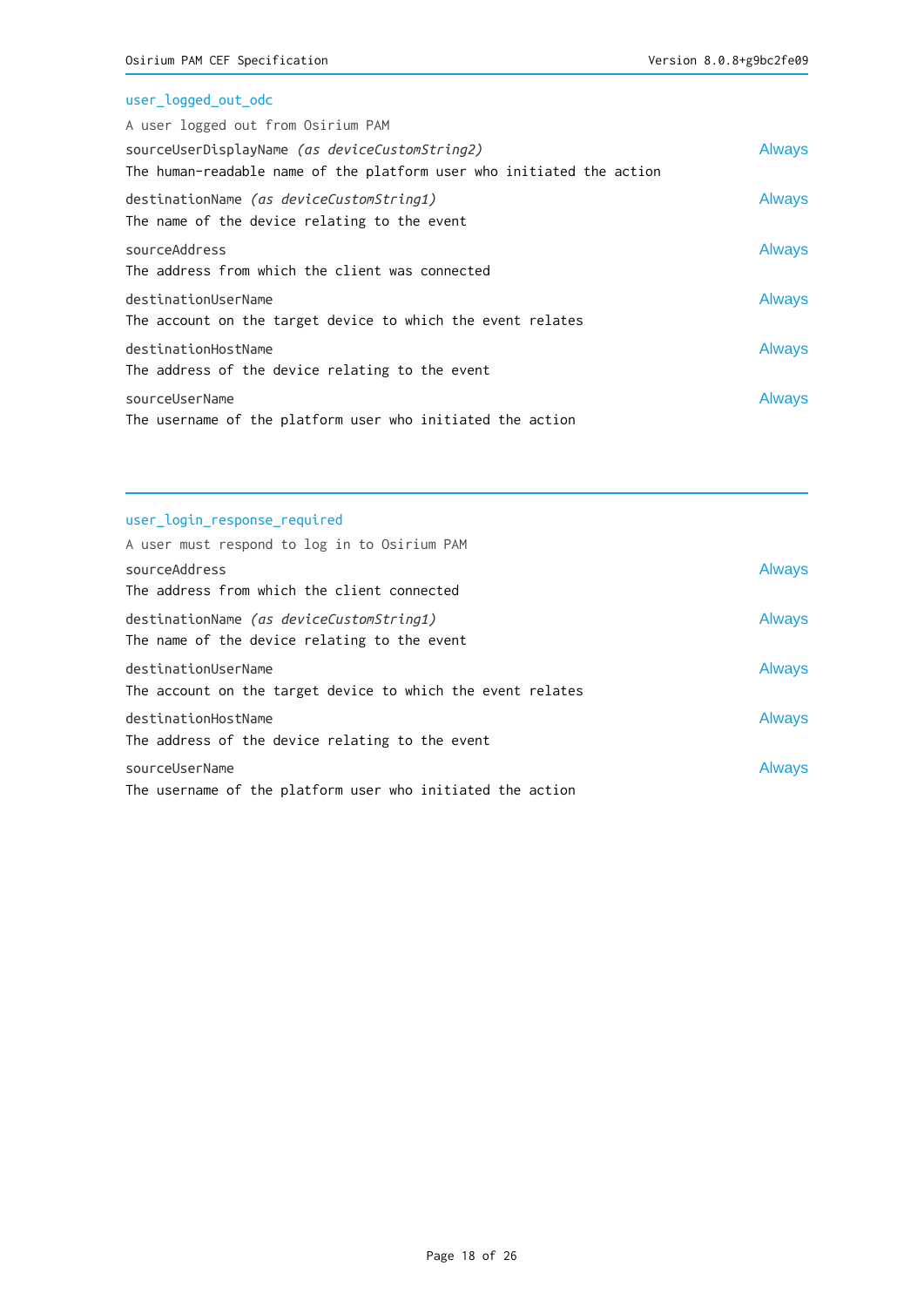## user_logged_out_odc

A user logged out from Osirium PAM

sourceUserDisplayName *(as deviceCustomString2)* — Always
The human-readable name of the platform user who initiated the action

destinationName *(as deviceCustomString1)* — Always
The name of the device relating to the event

sourceAddress — Always
The address from which the client was connected

destinationUserName — Always
The account on the target device to which the event relates

destinationHostName — Always
The address of the device relating to the event

sourceUserName — Always
The username of the platform user who initiated the action

---

## user_login_response_required

A user must respond to log in to Osirium PAM

sourceAddress — Always
The address from which the client connected

destinationName *(as deviceCustomString1)* — Always
The name of the device relating to the event

destinationUserName — Always
The account on the target device to which the event relates

destinationHostName — Always
The address of the device relating to the event

sourceUserName — Always
The username of the platform user who initiated the action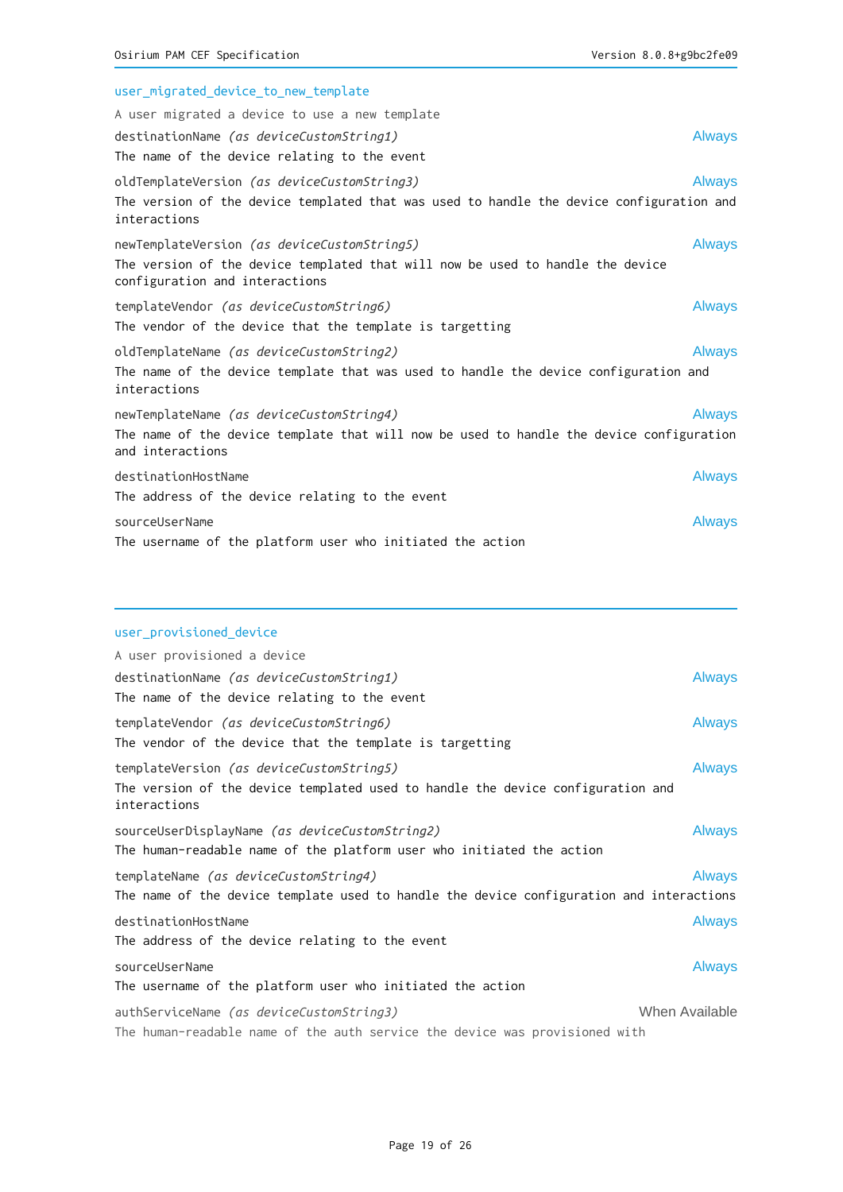### user_migrated_device_to_new_template

A user migrated a device to use a new template

destinationName *(as deviceCustomString1)* — Always
The name of the device relating to the event

oldTemplateVersion *(as deviceCustomString3)* — Always
The version of the device templated that was used to handle the device configuration and interactions

newTemplateVersion *(as deviceCustomString5)* — Always
The version of the device templated that will now be used to handle the device configuration and interactions

templateVendor *(as deviceCustomString6)* — Always
The vendor of the device that the template is targetting

oldTemplateName *(as deviceCustomString2)* — Always
The name of the device template that was used to handle the device configuration and interactions

newTemplateName *(as deviceCustomString4)* — Always
The name of the device template that will now be used to handle the device configuration and interactions

destinationHostName — Always
The address of the device relating to the event

sourceUserName — Always
The username of the platform user who initiated the action

---

### user_provisioned_device

A user provisioned a device

destinationName *(as deviceCustomString1)* — Always
The name of the device relating to the event

templateVendor *(as deviceCustomString6)* — Always
The vendor of the device that the template is targetting

templateVersion *(as deviceCustomString5)* — Always
The version of the device templated used to handle the device configuration and interactions

sourceUserDisplayName *(as deviceCustomString2)* — Always
The human-readable name of the platform user who initiated the action

templateName *(as deviceCustomString4)* — Always
The name of the device template used to handle the device configuration and interactions

destinationHostName — Always
The address of the device relating to the event

sourceUserName — Always
The username of the platform user who initiated the action

authServiceName *(as deviceCustomString3)* — When Available
The human-readable name of the auth service the device was provisioned with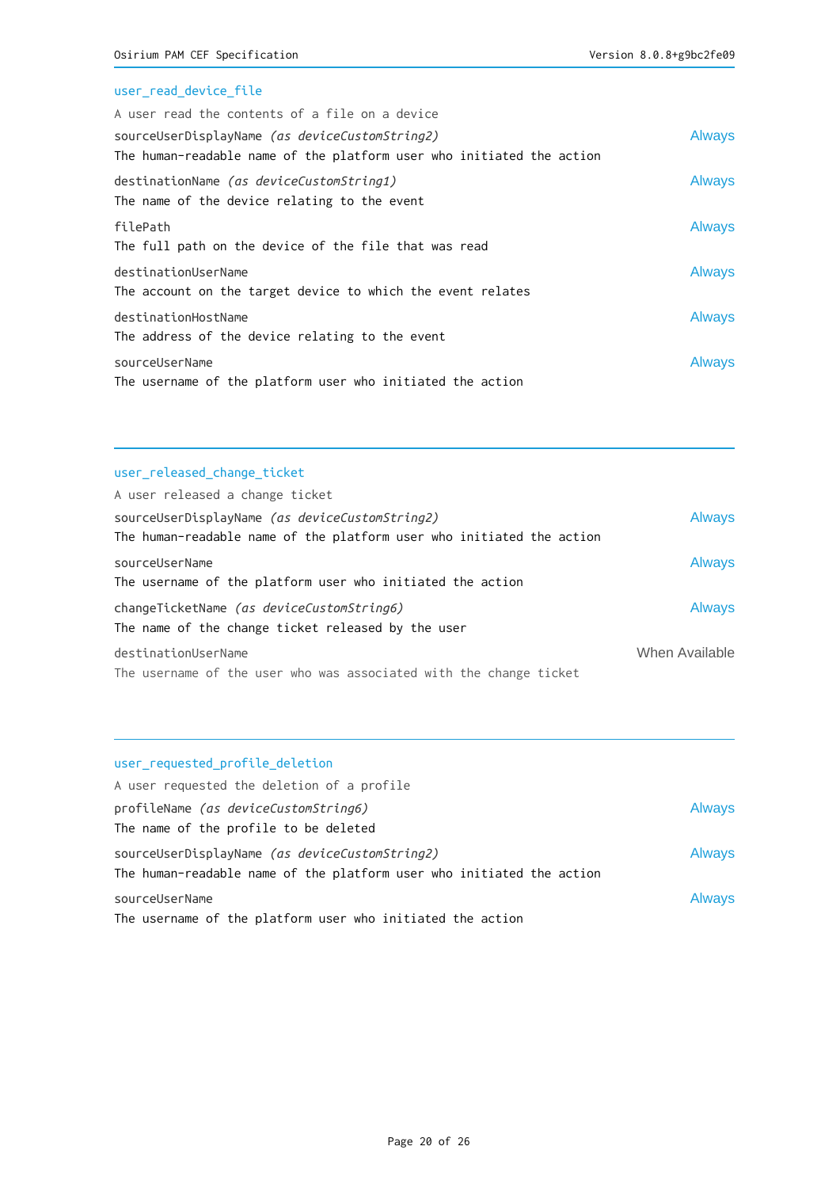### user_read_device_file

A user read the contents of a file on a device

sourceUserDisplayName *(as deviceCustomString2)* — Always
The human-readable name of the platform user who initiated the action

destinationName *(as deviceCustomString1)* — Always
The name of the device relating to the event

filePath — Always
The full path on the device of the file that was read

destinationUserName — Always
The account on the target device to which the event relates

destinationHostName — Always
The address of the device relating to the event

sourceUserName — Always
The username of the platform user who initiated the action

---

### user_released_change_ticket

A user released a change ticket

sourceUserDisplayName *(as deviceCustomString2)* — Always
The human-readable name of the platform user who initiated the action

sourceUserName — Always
The username of the platform user who initiated the action

changeTicketName *(as deviceCustomString6)* — Always
The name of the change ticket released by the user

destinationUserName — When Available
The username of the user who was associated with the change ticket

---

### user_requested_profile_deletion

A user requested the deletion of a profile

profileName *(as deviceCustomString6)* — Always
The name of the profile to be deleted

sourceUserDisplayName *(as deviceCustomString2)* — Always
The human-readable name of the platform user who initiated the action

sourceUserName — Always
The username of the platform user who initiated the action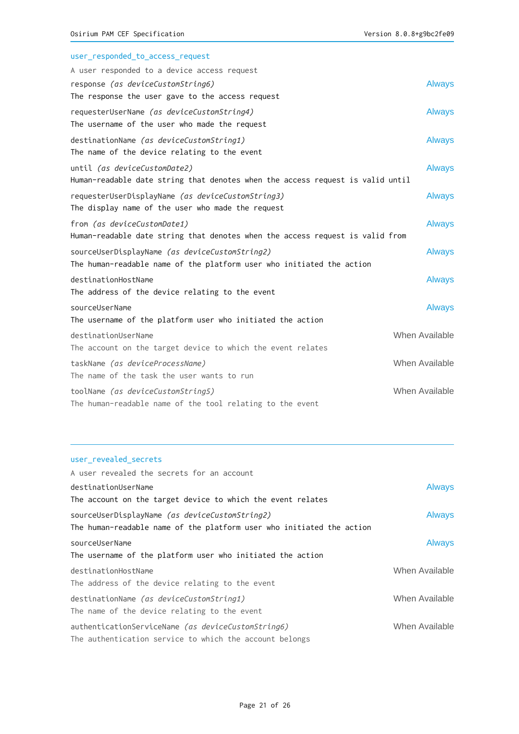### user_responded_to_access_request

A user responded to a device access request

response *(as deviceCustomString6)* — Always
The response the user gave to the access request

requesterUserName *(as deviceCustomString4)* — Always
The username of the user who made the request

destinationName *(as deviceCustomString1)* — Always
The name of the device relating to the event

until *(as deviceCustomDate2)* — Always
Human-readable date string that denotes when the access request is valid until

requesterUserDisplayName *(as deviceCustomString3)* — Always
The display name of the user who made the request

from *(as deviceCustomDate1)* — Always
Human-readable date string that denotes when the access request is valid from

sourceUserDisplayName *(as deviceCustomString2)* — Always
The human-readable name of the platform user who initiated the action

destinationHostName — Always
The address of the device relating to the event

sourceUserName — Always
The username of the platform user who initiated the action

destinationUserName — When Available
The account on the target device to which the event relates

taskName *(as deviceProcessName)* — When Available
The name of the task the user wants to run

toolName *(as deviceCustomString5)* — When Available
The human-readable name of the tool relating to the event

### user_revealed_secrets

A user revealed the secrets for an account

destinationUserName — Always
The account on the target device to which the event relates

sourceUserDisplayName *(as deviceCustomString2)* — Always
The human-readable name of the platform user who initiated the action

sourceUserName — Always
The username of the platform user who initiated the action

destinationHostName — When Available
The address of the device relating to the event

destinationName *(as deviceCustomString1)* — When Available
The name of the device relating to the event

authenticationServiceName *(as deviceCustomString6)* — When Available
The authentication service to which the account belongs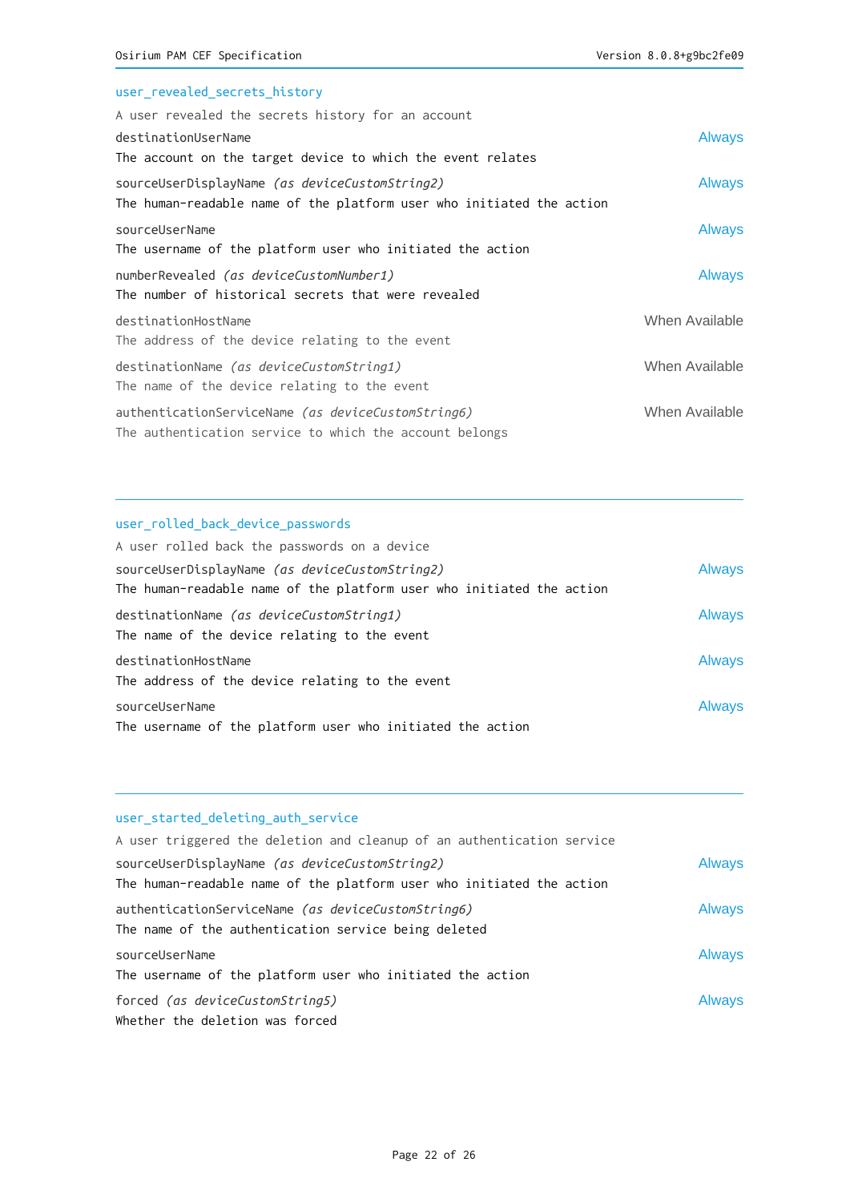## user_revealed_secrets_history

A user revealed the secrets history for an account

| Field | Requirement |
| --- | --- |
| destinationUserName<br>The account on the target device to which the event relates | Always |
| sourceUserDisplayName *(as deviceCustomString2)*<br>The human-readable name of the platform user who initiated the action | Always |
| sourceUserName<br>The username of the platform user who initiated the action | Always |
| numberRevealed *(as deviceCustomNumber1)*<br>The number of historical secrets that were revealed | Always |
| destinationHostName<br>The address of the device relating to the event | When Available |
| destinationName *(as deviceCustomString1)*<br>The name of the device relating to the event | When Available |
| authenticationServiceName *(as deviceCustomString6)*<br>The authentication service to which the account belongs | When Available |

---

## user_rolled_back_device_passwords

A user rolled back the passwords on a device

| Field | Requirement |
| --- | --- |
| sourceUserDisplayName *(as deviceCustomString2)*<br>The human-readable name of the platform user who initiated the action | Always |
| destinationName *(as deviceCustomString1)*<br>The name of the device relating to the event | Always |
| destinationHostName<br>The address of the device relating to the event | Always |
| sourceUserName<br>The username of the platform user who initiated the action | Always |

---

## user_started_deleting_auth_service

A user triggered the deletion and cleanup of an authentication service

| Field | Requirement |
| --- | --- |
| sourceUserDisplayName *(as deviceCustomString2)*<br>The human-readable name of the platform user who initiated the action | Always |
| authenticationServiceName *(as deviceCustomString6)*<br>The name of the authentication service being deleted | Always |
| sourceUserName<br>The username of the platform user who initiated the action | Always |
| forced *(as deviceCustomString5)*<br>Whether the deletion was forced | Always |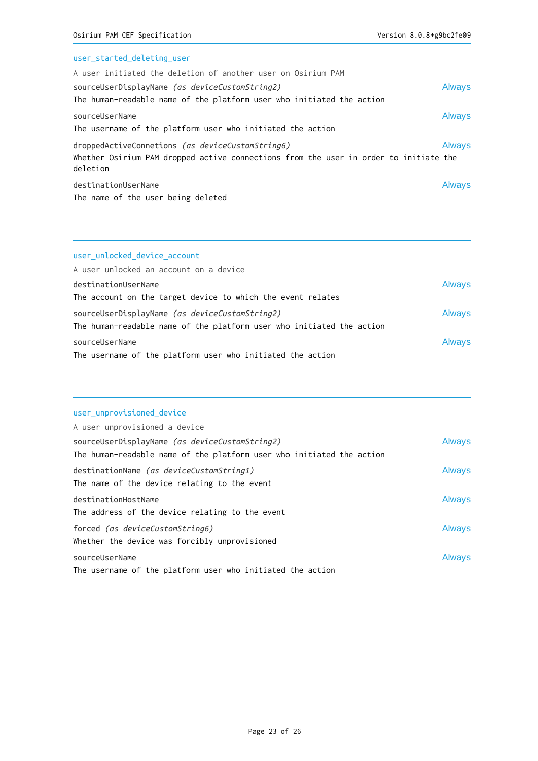## user_started_deleting_user

A user initiated the deletion of another user on Osirium PAM

sourceUserDisplayName *(as deviceCustomString2)* — Always

The human-readable name of the platform user who initiated the action

sourceUserName — Always

The username of the platform user who initiated the action

droppedActiveConnetions *(as deviceCustomString6)* — Always

Whether Osirium PAM dropped active connections from the user in order to initiate the deletion

destinationUserName — Always

The name of the user being deleted

---

## user_unlocked_device_account

A user unlocked an account on a device

destinationUserName — Always

The account on the target device to which the event relates

sourceUserDisplayName *(as deviceCustomString2)* — Always

The human-readable name of the platform user who initiated the action

sourceUserName — Always

The username of the platform user who initiated the action

---

## user_unprovisioned_device

A user unprovisioned a device

sourceUserDisplayName *(as deviceCustomString2)* — Always

The human-readable name of the platform user who initiated the action

destinationName *(as deviceCustomString1)* — Always

The name of the device relating to the event

destinationHostName — Always

The address of the device relating to the event

forced *(as deviceCustomString6)* — Always

Whether the device was forcibly unprovisioned

sourceUserName — Always

The username of the platform user who initiated the action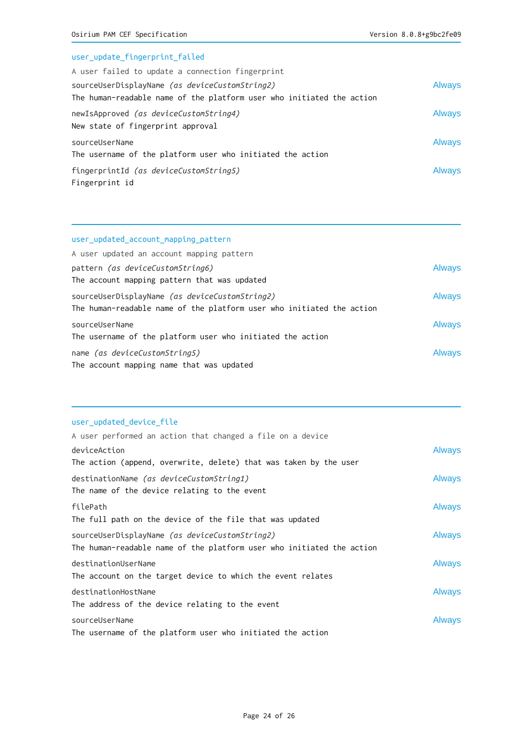### user_update_fingerprint_failed

A user failed to update a connection fingerprint

sourceUserDisplayName *(as deviceCustomString2)* — Always
The human-readable name of the platform user who initiated the action

newIsApproved *(as deviceCustomString4)* — Always
New state of fingerprint approval

sourceUserName — Always
The username of the platform user who initiated the action

fingerprintId *(as deviceCustomString5)* — Always
Fingerprint id

---

### user_updated_account_mapping_pattern

A user updated an account mapping pattern

pattern *(as deviceCustomString6)* — Always
The account mapping pattern that was updated

sourceUserDisplayName *(as deviceCustomString2)* — Always
The human-readable name of the platform user who initiated the action

sourceUserName — Always
The username of the platform user who initiated the action

name *(as deviceCustomString5)* — Always
The account mapping name that was updated

---

### user_updated_device_file

A user performed an action that changed a file on a device

deviceAction — Always
The action (append, overwrite, delete) that was taken by the user

destinationName *(as deviceCustomString1)* — Always
The name of the device relating to the event

filePath — Always
The full path on the device of the file that was updated

sourceUserDisplayName *(as deviceCustomString2)* — Always
The human-readable name of the platform user who initiated the action

destinationUserName — Always
The account on the target device to which the event relates

destinationHostName — Always
The address of the device relating to the event

sourceUserName — Always
The username of the platform user who initiated the action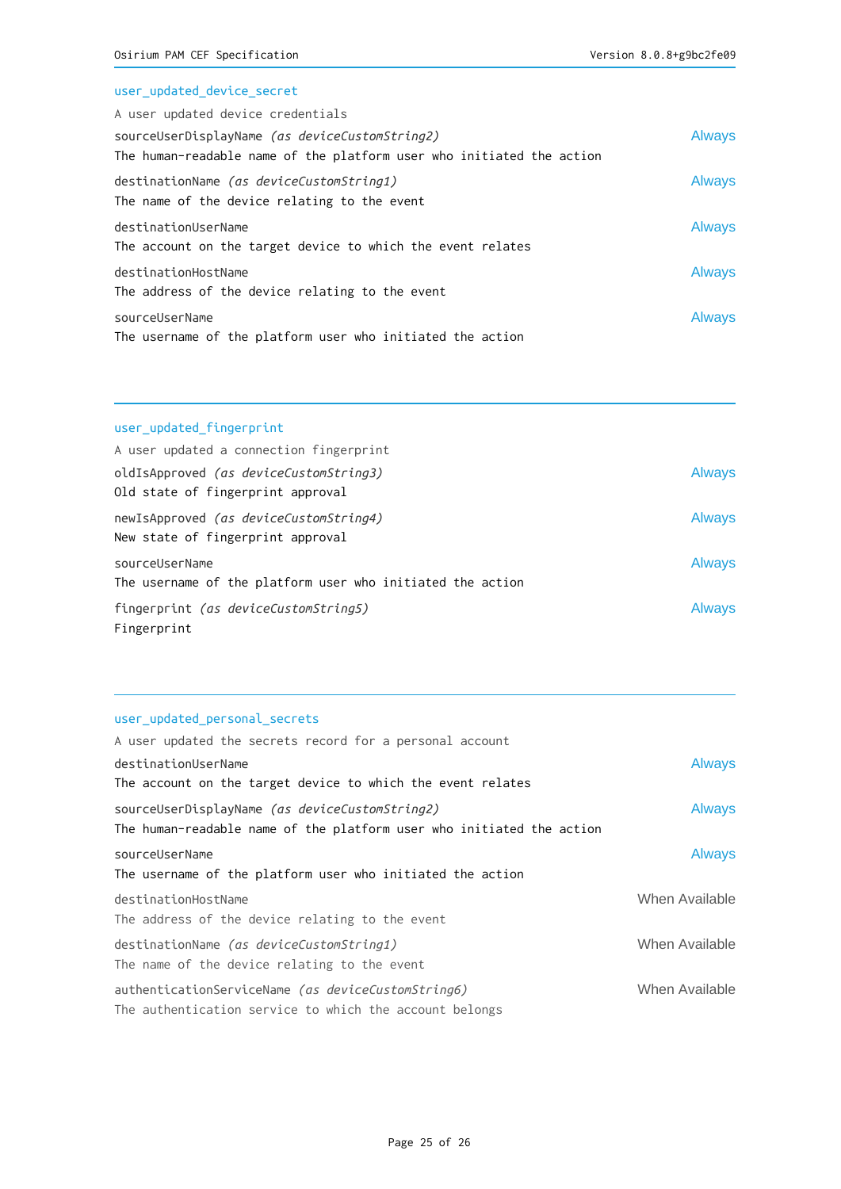### user_updated_device_secret

A user updated device credentials

sourceUserDisplayName *(as deviceCustomString2)* — Always
The human-readable name of the platform user who initiated the action

destinationName *(as deviceCustomString1)* — Always
The name of the device relating to the event

destinationUserName — Always
The account on the target device to which the event relates

destinationHostName — Always
The address of the device relating to the event

sourceUserName — Always
The username of the platform user who initiated the action

---

### user_updated_fingerprint

A user updated a connection fingerprint

oldIsApproved *(as deviceCustomString3)* — Always
Old state of fingerprint approval

newIsApproved *(as deviceCustomString4)* — Always
New state of fingerprint approval

sourceUserName — Always
The username of the platform user who initiated the action

fingerprint *(as deviceCustomString5)* — Always
Fingerprint

---

### user_updated_personal_secrets

A user updated the secrets record for a personal account

destinationUserName — Always
The account on the target device to which the event relates

sourceUserDisplayName *(as deviceCustomString2)* — Always
The human-readable name of the platform user who initiated the action

sourceUserName — Always
The username of the platform user who initiated the action

destinationHostName — When Available
The address of the device relating to the event

destinationName *(as deviceCustomString1)* — When Available
The name of the device relating to the event

authenticationServiceName *(as deviceCustomString6)* — When Available
The authentication service to which the account belongs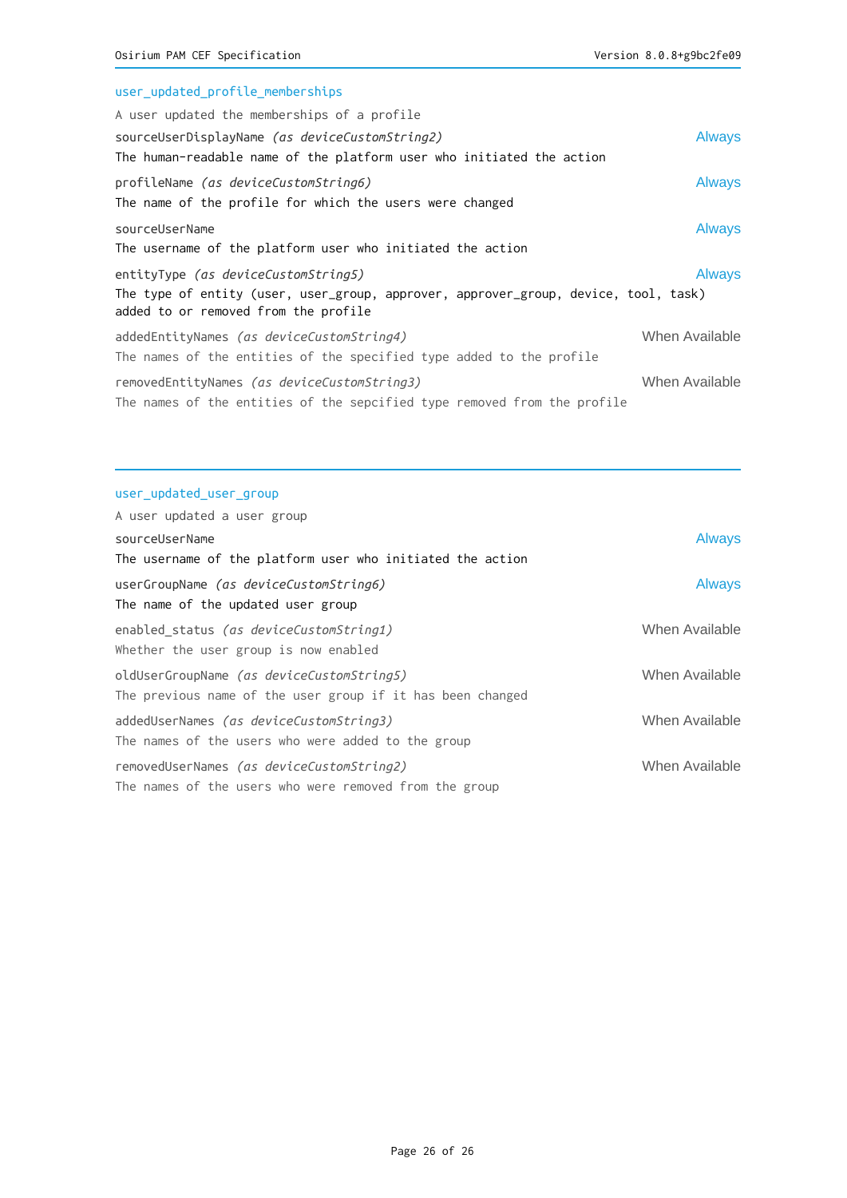### user_updated_profile_memberships

A user updated the memberships of a profile

sourceUserDisplayName *(as deviceCustomString2)* — Always
The human-readable name of the platform user who initiated the action

profileName *(as deviceCustomString6)* — Always
The name of the profile for which the users were changed

sourceUserName — Always
The username of the platform user who initiated the action

entityType *(as deviceCustomString5)* — Always
The type of entity (user, user_group, approver, approver_group, device, tool, task) added to or removed from the profile

addedEntityNames *(as deviceCustomString4)* — When Available
The names of the entities of the specified type added to the profile

removedEntityNames *(as deviceCustomString3)* — When Available
The names of the entities of the sepcified type removed from the profile

---

### user_updated_user_group

A user updated a user group

sourceUserName — Always
The username of the platform user who initiated the action

userGroupName *(as deviceCustomString6)* — Always
The name of the updated user group

enabled_status *(as deviceCustomString1)* — When Available
Whether the user group is now enabled

oldUserGroupName *(as deviceCustomString5)* — When Available
The previous name of the user group if it has been changed

addedUserNames *(as deviceCustomString3)* — When Available
The names of the users who were added to the group

removedUserNames *(as deviceCustomString2)* — When Available
The names of the users who were removed from the group